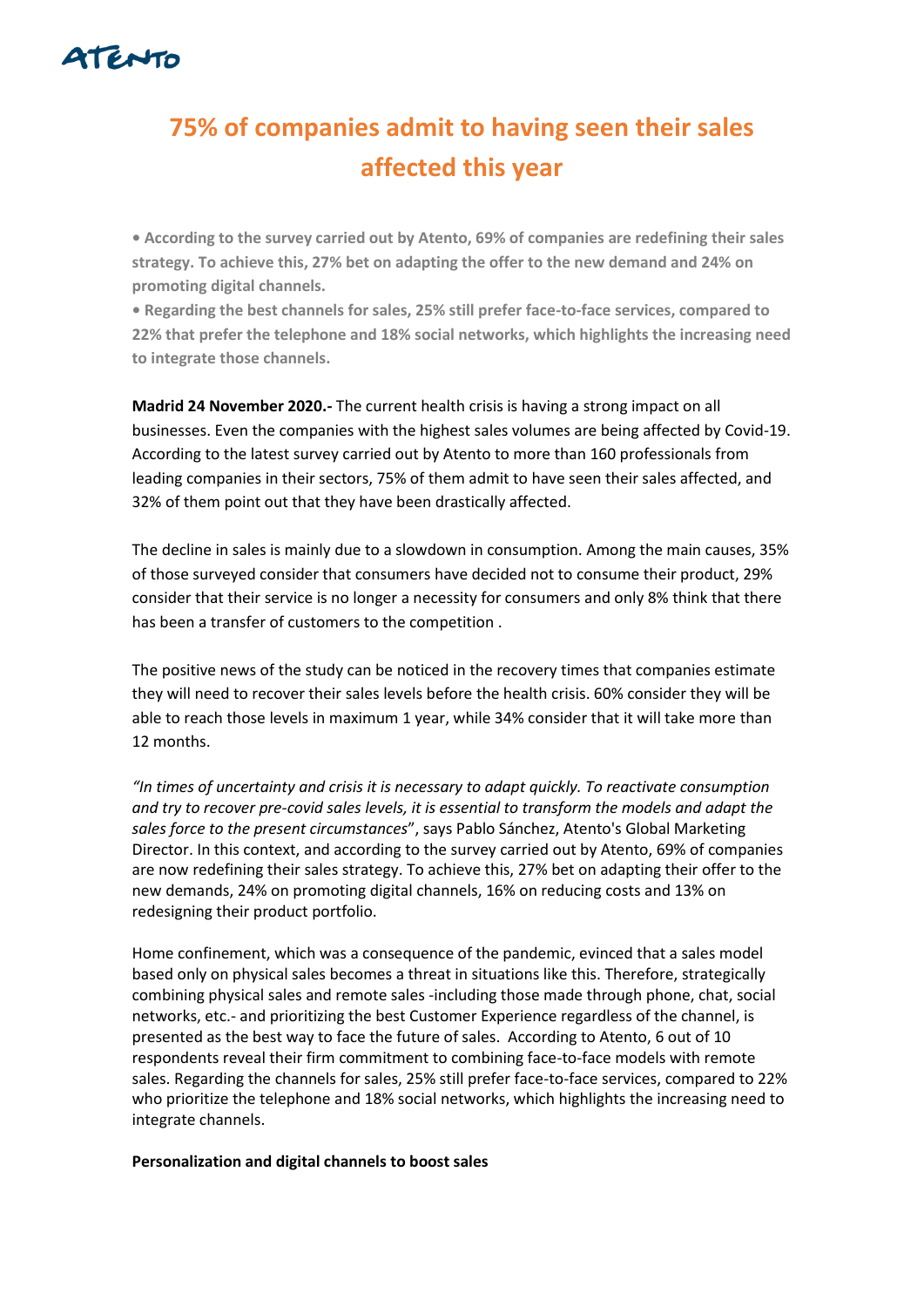# 75% of companies admit to having seen their sales affected this year

**• According to the survey carried out by Atento, 69% of companies are redefining their sales strategy. To achieve this, 27% bet on adapting the offer to the new demand and 24% on promoting digital channels.**

**• Regarding the best channels for sales, 25% still prefer face-to-face services, compared to 22% that prefer the telephone and 18% social networks, which highlights the increasing need to integrate those channels.**

**Madrid 24 November 2020.-** The current health crisis is having a strong impact on all businesses. Even the companies with the highest sales volumes are being affected by Covid-19. According to the latest survey carried out by Atento to more than 160 professionals from leading companies in their sectors, 75% of them admit to have seen their sales affected, and 32% of them point out that they have been drastically affected.

The decline in sales is mainly due to a slowdown in consumption. Among the main causes, 35% of those surveyed consider that consumers have decided not to consume their product, 29% consider that their service is no longer a necessity for consumers and only 8% think that there has been a transfer of customers to the competition .

The positive news of the study can be noticed in the recovery times that companies estimate they will need to recover their sales levels before the health crisis. 60% consider they will be able to reach those levels in maximum 1 year, while 34% consider that it will take more than 12 months.

*"In times of uncertainty and crisis it is necessary to adapt quickly. To reactivate consumption and try to recover pre-covid sales levels, it is essential to transform the models and adapt the sales force to the present circumstances*", says Pablo Sánchez, Atento's Global Marketing Director. In this context, and according to the survey carried out by Atento, 69% of companies are now redefining their sales strategy. To achieve this, 27% bet on adapting their offer to the new demands, 24% on promoting digital channels, 16% on reducing costs and 13% on redesigning their product portfolio.

Home confinement, which was a consequence of the pandemic, evinced that a sales model based only on physical sales becomes a threat in situations like this. Therefore, strategically combining physical sales and remote sales -including those made through phone, chat, social networks, etc.- and prioritizing the best Customer Experience regardless of the channel, is presented as the best way to face the future of sales. According to Atento, 6 out of 10 respondents reveal their firm commitment to combining face-to-face models with remote sales. Regarding the channels for sales, 25% still prefer face-to-face services, compared to 22% who prioritize the telephone and 18% social networks, which highlights the increasing need to integrate channels.

**Personalization and digital channels to boost sales**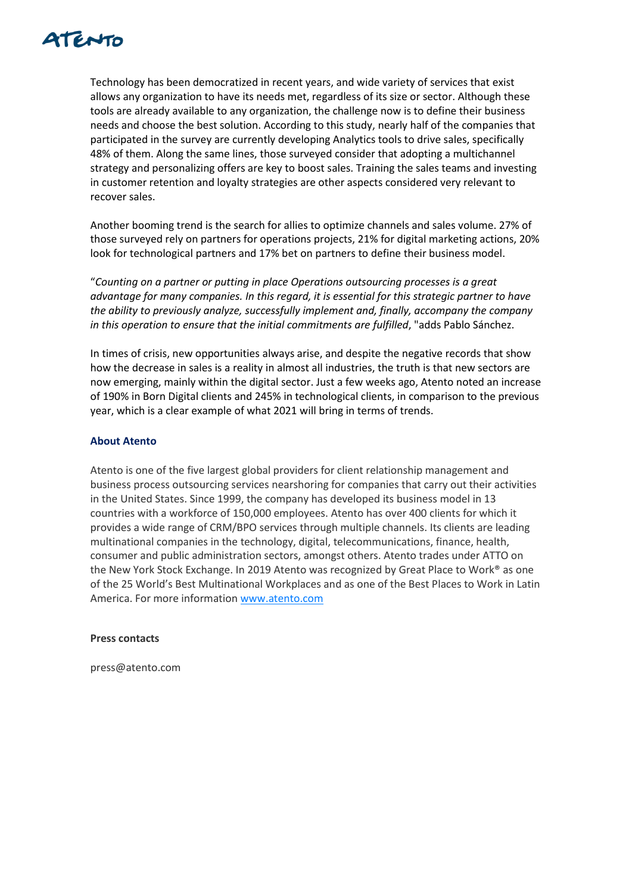Technology has been democratized in recent years, and wide variety of services that exist allows any organization to have its needs met, regardless of its size or sector. Although these tools are already available to any organization, the challenge now is to define their business needs and choose the best solution. According to this study, nearly half of the companies that participated in the survey are currently developing Analytics tools to drive sales, specifically 48% of them. Along the same lines, those surveyed consider that adopting a multichannel strategy and personalizing offers are key to boost sales. Training the sales teams and investing in customer retention and loyalty strategies are other aspects considered very relevant to recover sales.

Another booming trend is the search for allies to optimize channels and sales volume. 27% of those surveyed rely on partners for operations projects, 21% for digital marketing actions, 20% look for technological partners and 17% bet on partners to define their business model.

"*Counting on a partner or putting in place Operations outsourcing processes is a great advantage for many companies. In this regard, it is essential for this strategic partner to have the ability to previously analyze, successfully implement and, finally, accompany the company in this operation to ensure that the initial commitments are fulfilled*, "adds Pablo Sánchez.

In times of crisis, new opportunities always arise, and despite the negative records that show how the decrease in sales is a reality in almost all industries, the truth is that new sectors are now emerging, mainly within the digital sector. Just a few weeks ago, Atento noted an increase of 190% in Born Digital clients and 245% in technological clients, in comparison to the previous year, which is a clear example of what 2021 will bring in terms of trends.

**About Atento**

Atento is one of the five largest global providers for client relationship management and business process outsourcing services nearshoring for companies that carry out their activities in the United States. Since 1999, the company has developed its business model in 13 countries with a workforce of 150,000 employees. Atento has over 400 clients for which it provides a wide range of CRM/BPO services through multiple channels. Its clients are leading multinational companies in the technology, digital, telecommunications, finance, health, consumer and public administration sectors, amongst others. Atento trades under ATTO on the New York Stock Exchange. In 2019 Atento was recognized by Great Place to Work® as one of the 25 World's Best Multinational Workplaces and as one of the Best Places to Work in Latin America. For more information www.atento.com

**Press contacts**

press@atento.com